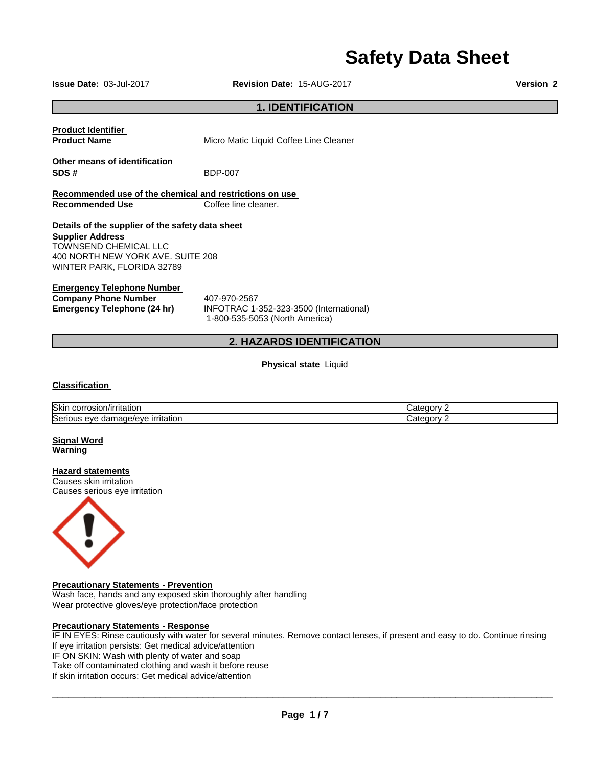# Safety Data Sheet

**Issue Date:** 03-Jul-2017 **Revision Date:** 15-AUG-2017 **Version 2**

## 1. IDENTIFICATION

**Product Identifier**

**Product Name** Micro Matic Liquid Coffee Line Cleaner

**Other means of identification**

**SDS #** BDP-007

**Recommended use of the chemical and restrictions on use**

**Recommended Use** Coffee line cleaner.

**Details of the supplier of the safety data sheet**

**Supplier Address**
TOWNSEND CHEMICAL LLC
400 NORTH NEW YORK AVE. SUITE 208
WINTER PARK, FLORIDA 32789

**Emergency Telephone Number**

**Company Phone Number** 407-970-2567

**Emergency Telephone (24 hr)** INFOTRAC 1-352-323-3500 (International)
1-800-535-5053 (North America)

## 2. HAZARDS IDENTIFICATION

**Physical state** Liquid

**Classification**

| | |
|---|---|
| Skin corrosion/irritation | Category 2 |
| Serious eye damage/eye irritation | Category 2 |

**Signal Word**
**Warning**

**Hazard statements**
Causes skin irritation
Causes serious eye irritation

**Precautionary Statements - Prevention**
Wash face, hands and any exposed skin thoroughly after handling
Wear protective gloves/eye protection/face protection

**Precautionary Statements - Response**
IF IN EYES: Rinse cautiously with water for several minutes. Remove contact lenses, if present and easy to do. Continue rinsing
If eye irritation persists: Get medical advice/attention
IF ON SKIN: Wash with plenty of water and soap
Take off contaminated clothing and wash it before reuse
If skin irritation occurs: Get medical advice/attention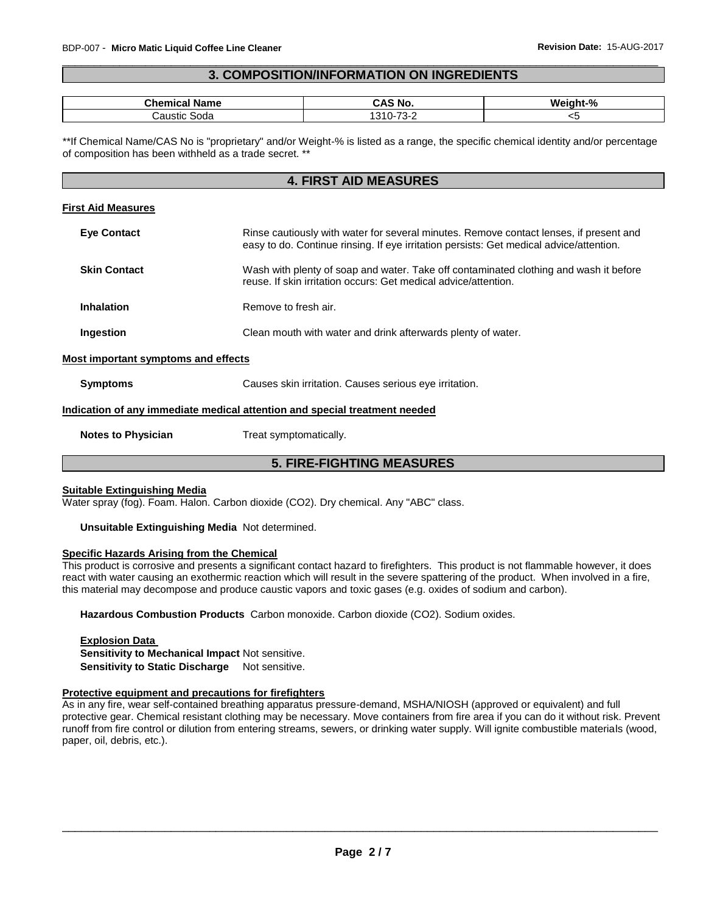## 3. COMPOSITION/INFORMATION ON INGREDIENTS

| Chemical Name | CAS No. | Weight-% |
| --- | --- | --- |
| Caustic Soda | 1310-73-2 | <5 |

**If Chemical Name/CAS No is "proprietary" and/or Weight-% is listed as a range, the specific chemical identity and/or percentage of composition has been withheld as a trade secret. **

## 4. FIRST AID MEASURES

### First Aid Measures

**Eye Contact** Rinse cautiously with water for several minutes. Remove contact lenses, if present and easy to do. Continue rinsing. If eye irritation persists: Get medical advice/attention.

**Skin Contact** Wash with plenty of soap and water. Take off contaminated clothing and wash it before reuse. If skin irritation occurs: Get medical advice/attention.

**Inhalation** Remove to fresh air.

**Ingestion** Clean mouth with water and drink afterwards plenty of water.

### Most important symptoms and effects

**Symptoms** Causes skin irritation. Causes serious eye irritation.

### Indication of any immediate medical attention and special treatment needed

**Notes to Physician** Treat symptomatically.

## 5. FIRE-FIGHTING MEASURES

### Suitable Extinguishing Media

Water spray (fog). Foam. Halon. Carbon dioxide ($CO_2$). Dry chemical. Any "ABC" class.

**Unsuitable Extinguishing Media** Not determined.

### Specific Hazards Arising from the Chemical

This product is corrosive and presents a significant contact hazard to firefighters. This product is not flammable however, it does react with water causing an exothermic reaction which will result in the severe spattering of the product. When involved in a fire, this material may decompose and produce caustic vapors and toxic gases (e.g. oxides of sodium and carbon).

**Hazardous Combustion Products** Carbon monoxide. Carbon dioxide ($CO_2$). Sodium oxides.

**Explosion Data**
**Sensitivity to Mechanical Impact** Not sensitive.
**Sensitivity to Static Discharge** Not sensitive.

### Protective equipment and precautions for firefighters

As in any fire, wear self-contained breathing apparatus pressure-demand, MSHA/NIOSH (approved or equivalent) and full protective gear. Chemical resistant clothing may be necessary. Move containers from fire area if you can do it without risk. Prevent runoff from fire control or dilution from entering streams, sewers, or drinking water supply. Will ignite combustible materials (wood, paper, oil, debris, etc.).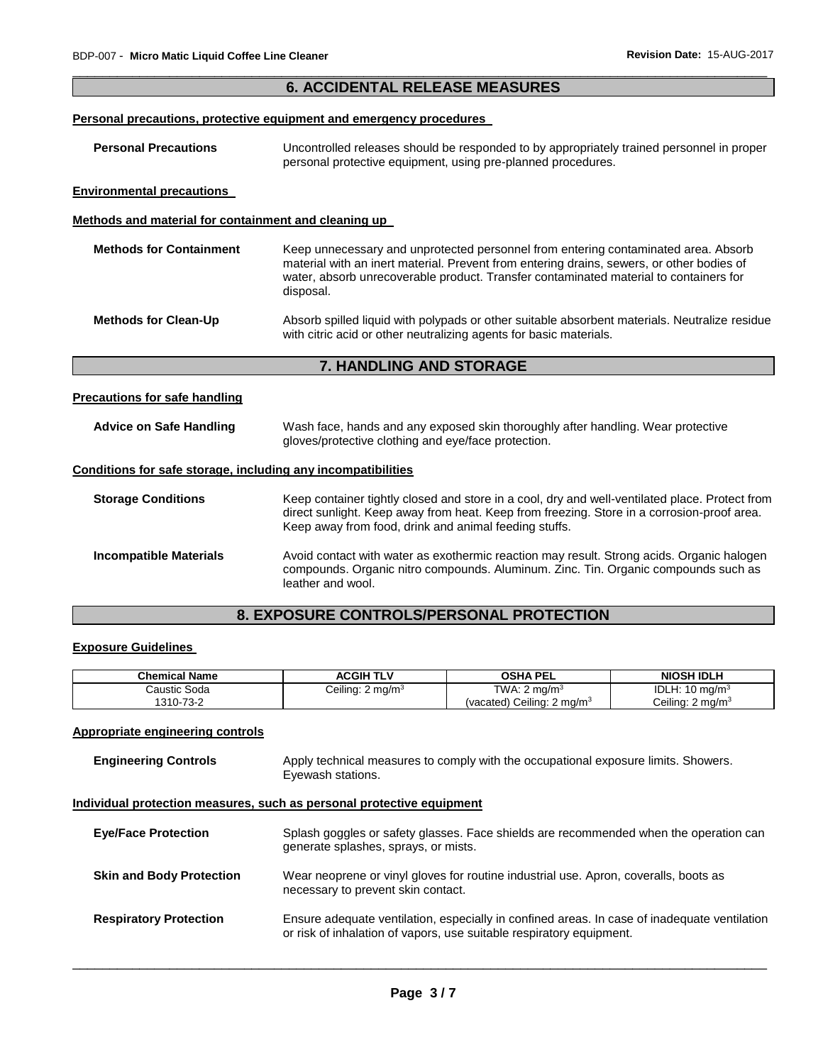## 6. ACCIDENTAL RELEASE MEASURES

**Personal precautions, protective equipment and emergency procedures**

**Personal Precautions** Uncontrolled releases should be responded to by appropriately trained personnel in proper personal protective equipment, using pre-planned procedures.

**Environmental precautions**

**Methods and material for containment and cleaning up**

**Methods for Containment** Keep unnecessary and unprotected personnel from entering contaminated area. Absorb material with an inert material. Prevent from entering drains, sewers, or other bodies of water, absorb unrecoverable product. Transfer contaminated material to containers for disposal.

**Methods for Clean-Up** Absorb spilled liquid with polypads or other suitable absorbent materials. Neutralize residue with citric acid or other neutralizing agents for basic materials.

## 7. HANDLING AND STORAGE

**Precautions for safe handling**

**Advice on Safe Handling** Wash face, hands and any exposed skin thoroughly after handling. Wear protective gloves/protective clothing and eye/face protection.

**Conditions for safe storage, including any incompatibilities**

**Storage Conditions** Keep container tightly closed and store in a cool, dry and well-ventilated place. Protect from direct sunlight. Keep away from heat. Keep from freezing. Store in a corrosion-proof area. Keep away from food, drink and animal feeding stuffs.

**Incompatible Materials** Avoid contact with water as exothermic reaction may result. Strong acids. Organic halogen compounds. Organic nitro compounds. Aluminum. Zinc. Tin. Organic compounds such as leather and wool.

## 8. EXPOSURE CONTROLS/PERSONAL PROTECTION

**Exposure Guidelines**

| Chemical Name | ACGIH TLV | OSHA PEL | NIOSH IDLH |
|---|---|---|---|
| Caustic Soda<br>1310-73-2 | Ceiling: 2 mg/m$^3$ | TWA: 2 mg/m$^3$<br>(vacated) Ceiling: 2 mg/m$^3$ | IDLH: 10 mg/m$^3$<br>Ceiling: 2 mg/m$^3$ |

**Appropriate engineering controls**

**Engineering Controls** Apply technical measures to comply with the occupational exposure limits. Showers. Eyewash stations.

**Individual protection measures, such as personal protective equipment**

**Eye/Face Protection** Splash goggles or safety glasses. Face shields are recommended when the operation can generate splashes, sprays, or mists.

**Skin and Body Protection** Wear neoprene or vinyl gloves for routine industrial use. Apron, coveralls, boots as necessary to prevent skin contact.

**Respiratory Protection** Ensure adequate ventilation, especially in confined areas. In case of inadequate ventilation or risk of inhalation of vapors, use suitable respiratory equipment.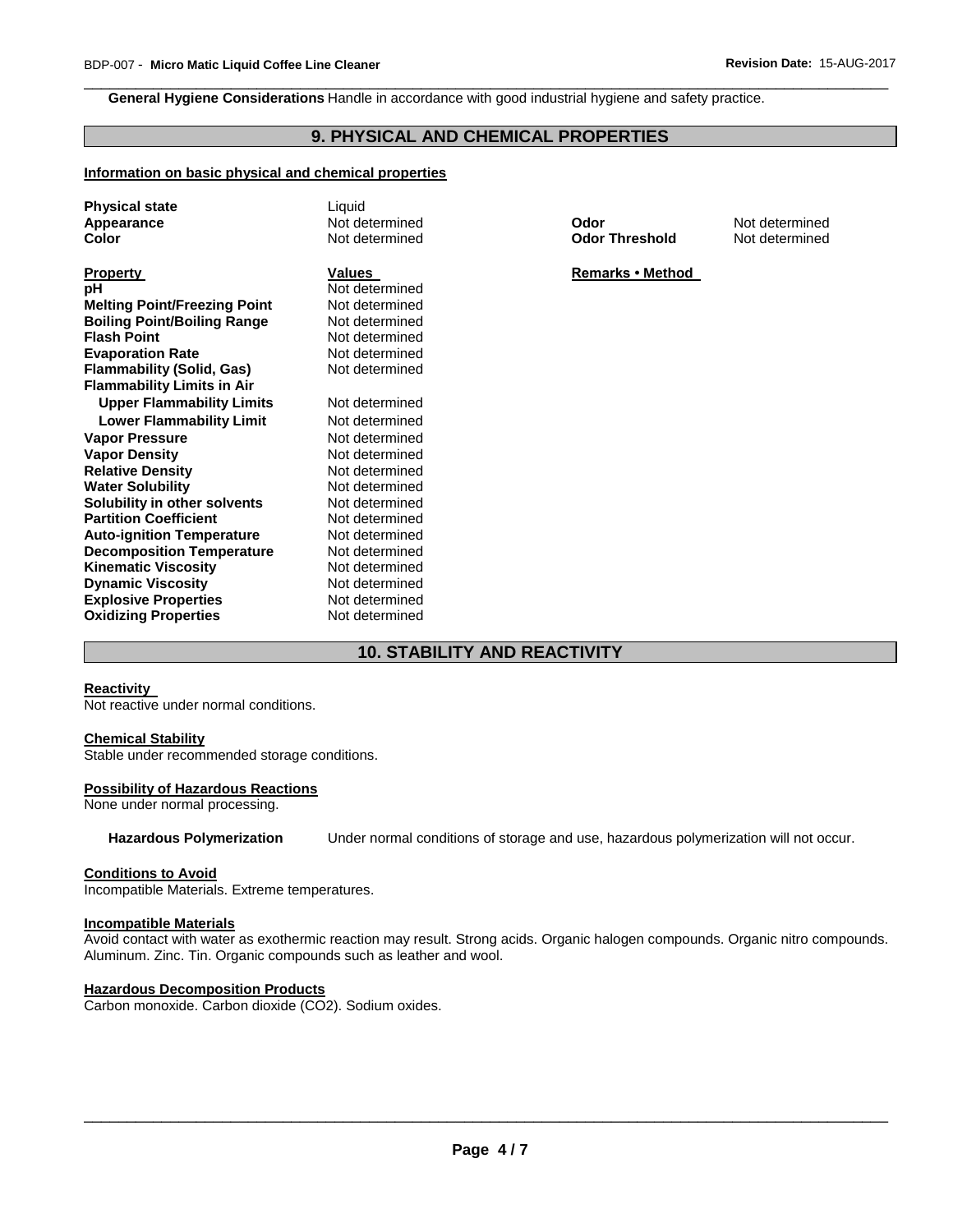**General Hygiene Considerations** Handle in accordance with good industrial hygiene and safety practice.

## 9. PHYSICAL AND CHEMICAL PROPERTIES

### Information on basic physical and chemical properties

| | | | |
|---|---|---|---|
| **Physical state** | Liquid | | |
| **Appearance** | Not determined | **Odor** | Not determined |
| **Color** | Not determined | **Odor Threshold** | Not determined |

| **Property** | **Values** | **Remarks • Method** |
|---|---|---|
| **pH** | Not determined | |
| **Melting Point/Freezing Point** | Not determined | |
| **Boiling Point/Boiling Range** | Not determined | |
| **Flash Point** | Not determined | |
| **Evaporation Rate** | Not determined | |
| **Flammability (Solid, Gas)** | Not determined | |
| **Flammability Limits in Air** | | |
| **Upper Flammability Limits** | Not determined | |
| **Lower Flammability Limit** | Not determined | |
| **Vapor Pressure** | Not determined | |
| **Vapor Density** | Not determined | |
| **Relative Density** | Not determined | |
| **Water Solubility** | Not determined | |
| **Solubility in other solvents** | Not determined | |
| **Partition Coefficient** | Not determined | |
| **Auto-ignition Temperature** | Not determined | |
| **Decomposition Temperature** | Not determined | |
| **Kinematic Viscosity** | Not determined | |
| **Dynamic Viscosity** | Not determined | |
| **Explosive Properties** | Not determined | |
| **Oxidizing Properties** | Not determined | |

## 10. STABILITY AND REACTIVITY

### Reactivity

Not reactive under normal conditions.

### Chemical Stability

Stable under recommended storage conditions.

### Possibility of Hazardous Reactions

None under normal processing.

**Hazardous Polymerization** Under normal conditions of storage and use, hazardous polymerization will not occur.

### Conditions to Avoid

Incompatible Materials. Extreme temperatures.

### Incompatible Materials

Avoid contact with water as exothermic reaction may result. Strong acids. Organic halogen compounds. Organic nitro compounds. Aluminum. Zinc. Tin. Organic compounds such as leather and wool.

### Hazardous Decomposition Products

Carbon monoxide. Carbon dioxide ($CO_2$). Sodium oxides.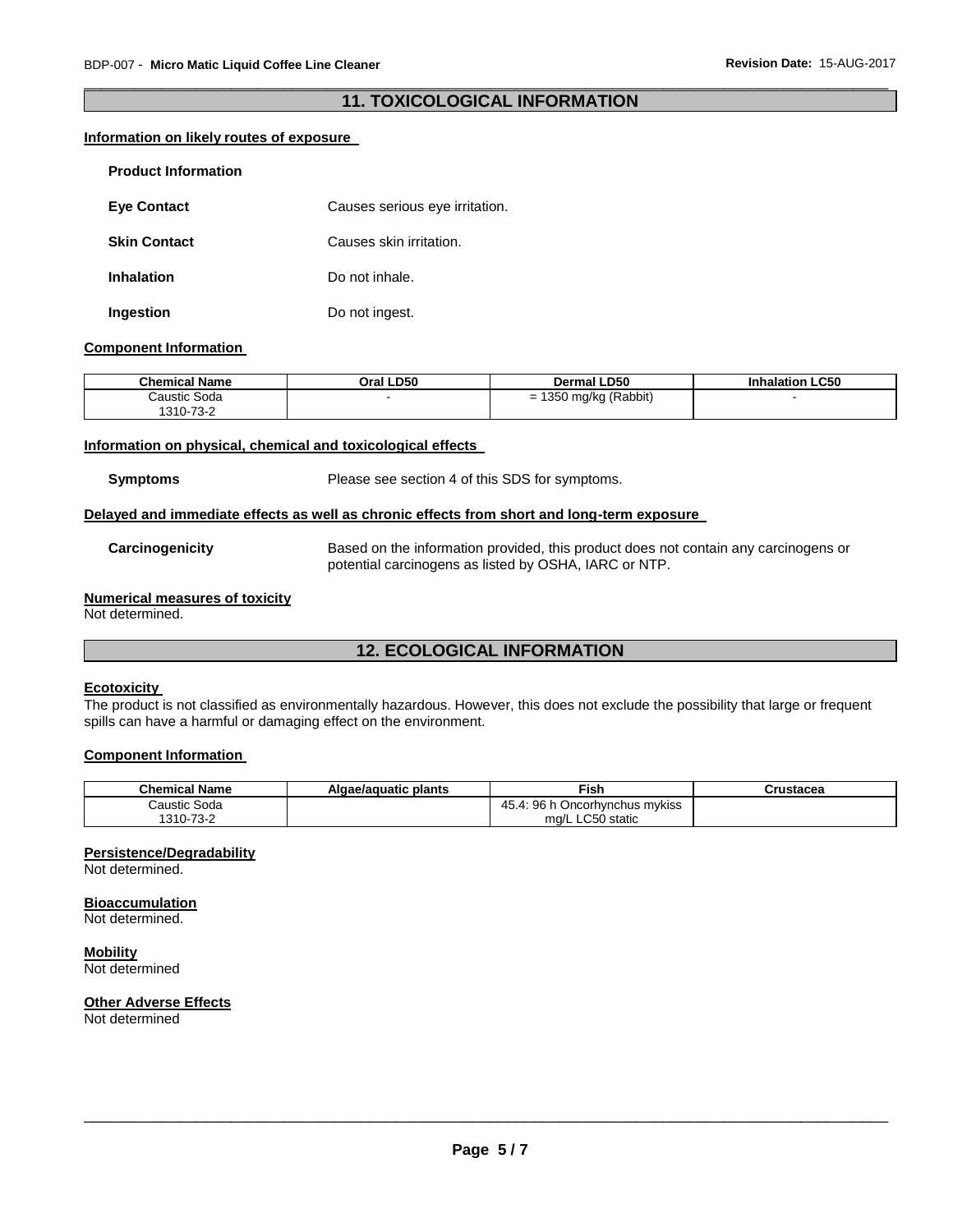## 11. TOXICOLOGICAL INFORMATION

**Information on likely routes of exposure**

**Product Information**

**Eye Contact** Causes serious eye irritation.

**Skin Contact** Causes skin irritation.

**Inhalation** Do not inhale.

**Ingestion** Do not ingest.

**Component Information**

| Chemical Name | Oral LD50 | Dermal LD50 | Inhalation LC50 |
|---|---|---|---|
| Caustic Soda 1310-73-2 | - | = 1350 mg/kg (Rabbit) | - |

**Information on physical, chemical and toxicological effects**

**Symptoms** Please see section 4 of this SDS for symptoms.

**Delayed and immediate effects as well as chronic effects from short and long-term exposure**

**Carcinogenicity** Based on the information provided, this product does not contain any carcinogens or potential carcinogens as listed by OSHA, IARC or NTP.

**Numerical measures of toxicity**
Not determined.

## 12. ECOLOGICAL INFORMATION

**Ecotoxicity**
The product is not classified as environmentally hazardous. However, this does not exclude the possibility that large or frequent spills can have a harmful or damaging effect on the environment.

**Component Information**

| Chemical Name | Algae/aquatic plants | Fish | Crustacea |
|---|---|---|---|
| Caustic Soda 1310-73-2 | | 45.4: 96 h Oncorhynchus mykiss mg/L LC50 static | |

**Persistence/Degradability**
Not determined.

**Bioaccumulation**
Not determined.

**Mobility**
Not determined

**Other Adverse Effects**
Not determined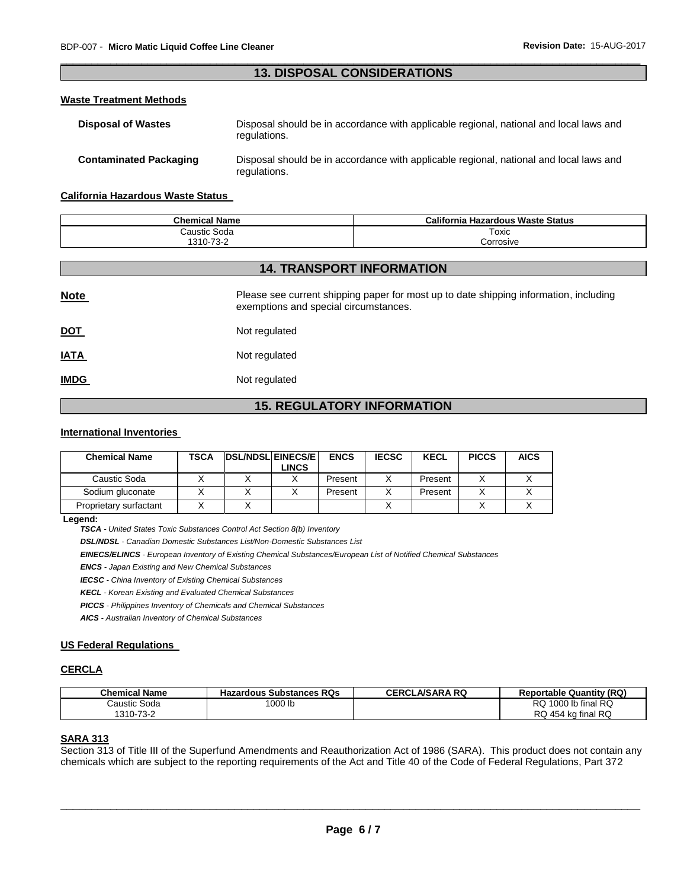## 13. DISPOSAL CONSIDERATIONS

### Waste Treatment Methods

**Disposal of Wastes** Disposal should be in accordance with applicable regional, national and local laws and regulations.

**Contaminated Packaging** Disposal should be in accordance with applicable regional, national and local laws and regulations.

### California Hazardous Waste Status

| Chemical Name | California Hazardous Waste Status |
|---|---|
| Caustic Soda<br>1310-73-2 | Toxic<br>Corrosive |

## 14. TRANSPORT INFORMATION

**Note** Please see current shipping paper for most up to date shipping information, including exemptions and special circumstances.

**DOT** Not regulated

**IATA** Not regulated

**IMDG** Not regulated

## 15. REGULATORY INFORMATION

### International Inventories

| Chemical Name | TSCA | DSL/NDSL | EINECS/ELINCS | ENCS | IECSC | KECL | PICCS | AICS |
|---|---|---|---|---|---|---|---|---|
| Caustic Soda | X | X | X | Present | X | Present | X | X |
| Sodium gluconate | X | X | X | Present | X | Present | X | X |
| Proprietary surfactant | X | X | | | X | | X | X |

**Legend:**

***TSCA*** *- United States Toxic Substances Control Act Section 8(b) Inventory*

***DSL/NDSL*** *- Canadian Domestic Substances List/Non-Domestic Substances List*

***EINECS/ELINCS*** *- European Inventory of Existing Chemical Substances/European List of Notified Chemical Substances*

***ENCS*** *- Japan Existing and New Chemical Substances*

***IECSC*** *- China Inventory of Existing Chemical Substances*

***KECL*** *- Korean Existing and Evaluated Chemical Substances*

***PICCS*** *- Philippines Inventory of Chemicals and Chemical Substances*

***AICS*** *- Australian Inventory of Chemical Substances*

### US Federal Regulations

### CERCLA

| Chemical Name | Hazardous Substances RQs | CERCLA/SARA RQ | Reportable Quantity (RQ) |
|---|---|---|---|
| Caustic Soda<br>1310-73-2 | 1000 lb | | RQ 1000 lb final RQ<br>RQ 454 kg final RQ |

### SARA 313

Section 313 of Title III of the Superfund Amendments and Reauthorization Act of 1986 (SARA). This product does not contain any chemicals which are subject to the reporting requirements of the Act and Title 40 of the Code of Federal Regulations, Part 372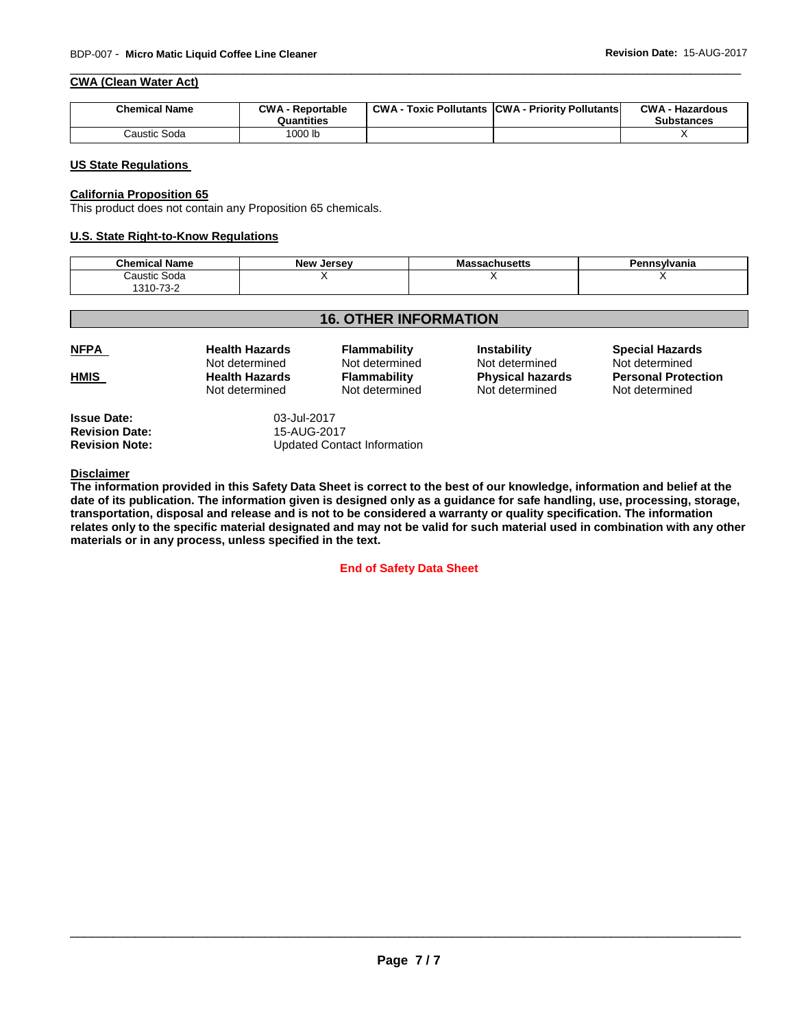#### CWA (Clean Water Act)

| Chemical Name | CWA - Reportable Quantities | CWA - Toxic Pollutants | CWA - Priority Pollutants | CWA - Hazardous Substances |
|---|---|---|---|---|
| Caustic Soda | 1000 lb | | | X |

#### US State Regulations

#### California Proposition 65

This product does not contain any Proposition 65 chemicals.

#### U.S. State Right-to-Know Regulations

| Chemical Name | New Jersey | Massachusetts | Pennsylvania |
|---|---|---|---|
| Caustic Soda 1310-73-2 | X | X | X |

## 16. OTHER INFORMATION

| | | | | |
|---|---|---|---|---|
| **NFPA** | **Health Hazards** Not determined | **Flammability** Not determined | **Instability** Not determined | **Special Hazards** Not determined |
| **HMIS** | **Health Hazards** Not determined | **Flammability** Not determined | **Physical hazards** Not determined | **Personal Protection** Not determined |

**Issue Date:** 03-Jul-2017
**Revision Date:** 15-AUG-2017
**Revision Note:** Updated Contact Information

#### Disclaimer

**The information provided in this Safety Data Sheet is correct to the best of our knowledge, information and belief at the date of its publication. The information given is designed only as a guidance for safe handling, use, processing, storage, transportation, disposal and release and is not to be considered a warranty or quality specification. The information relates only to the specific material designated and may not be valid for such material used in combination with any other materials or in any process, unless specified in the text.**

**End of Safety Data Sheet**